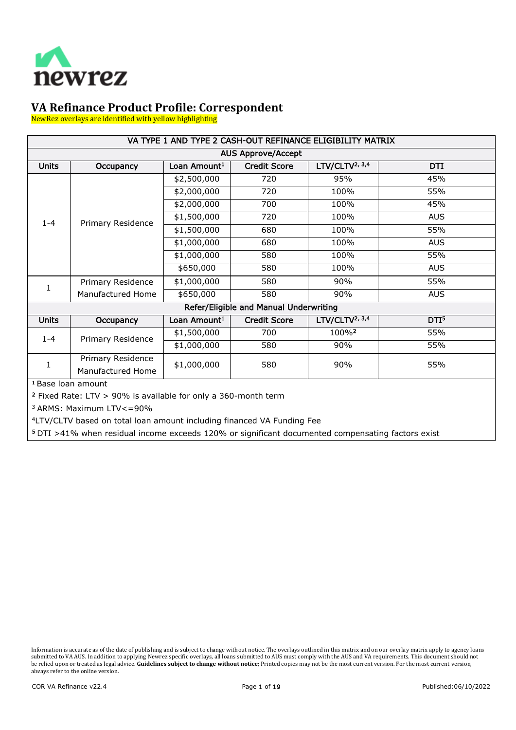newrez

# VA Refinance Product Profile: Correspondent

NewRez overlays are identified with yellow highlighting

| VA TYPE 1 AND TYPE 2 CASH-OUT REFINANCE ELIGIBILITY MATRIX | | | | | |
|---|---|---|---|---|---|
| **AUS Approve/Accept** | | | | | |
| **Units** | **Occupancy** | **Loan Amount[1]** | **Credit Score** | **LTV/CLTV[2, 3,4]** | **DTI** |
| 1-4 | Primary Residence | $2,500,000 | 720 | 95% | 45% |
| | | $2,000,000 | 720 | 100% | 55% |
| | | $2,000,000 | 700 | 100% | 45% |
| | | $1,500,000 | 720 | 100% | AUS |
| | | $1,500,000 | 680 | 100% | 55% |
| | | $1,000,000 | 680 | 100% | AUS |
| | | $1,000,000 | 580 | 100% | 55% |
| | | $650,000 | 580 | 100% | AUS |
| 1 | Primary Residence Manufactured Home | $1,000,000 | 580 | 90% | 55% |
| | | $650,000 | 580 | 90% | AUS |
| **Refer/Eligible and Manual Underwriting** | | | | | |
| **Units** | **Occupancy** | **Loan Amount[1]** | **Credit Score** | **LTV/CLTV[2, 3,4]** | **DTI[5]** |
| 1-4 | Primary Residence | $1,500,000 | 700 | 100%[2] | 55% |
| | | $1,000,000 | 580 | 90% | 55% |
| 1 | Primary Residence Manufactured Home | $1,000,000 | 580 | 90% | 55% |

[1] Base loan amount

[2] Fixed Rate: LTV > 90% is available for only a 360-month term

[3] ARMS: Maximum LTV<=90%

[4] LTV/CLTV based on total loan amount including financed VA Funding Fee

[5] DTI >41% when residual income exceeds 120% or significant documented compensating factors exist

Information is accurate as of the date of publishing and is subject to change without notice. The overlays outlined in this matrix and on our overlay matrix apply to agency loans submitted to VA AUS. In addition to applying Newrez specific overlays, all loans submitted to AUS must comply with the AUS and VA requirements. This document should not be relied upon or treated as legal advice. **Guidelines subject to change without notice**; Printed copies may not be the most current version. For the most current version, always refer to the online version.

COR VA Refinance v22.4

Published:06/10/2022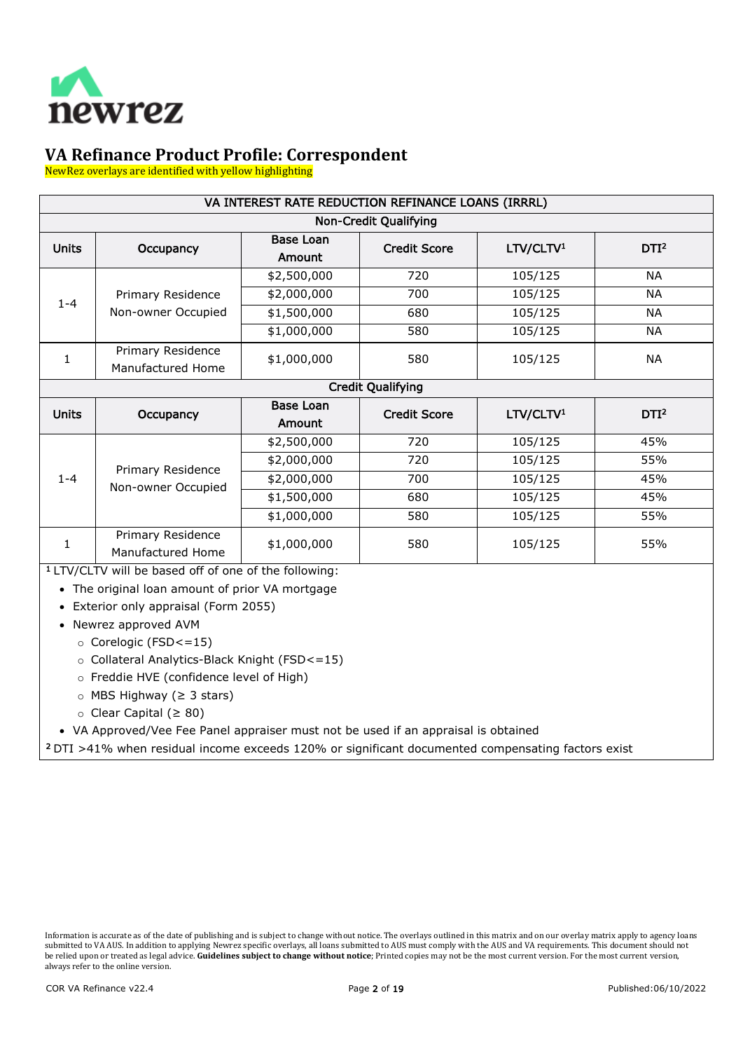# VA Refinance Product Profile: Correspondent

NewRez overlays are identified with yellow highlighting

| VA INTEREST RATE REDUCTION REFINANCE LOANS (IRRRL) | | | | | |
|---|---|---|---|---|---|
| **Non-Credit Qualifying** | | | | | |
| **Units** | **Occupancy** | **Base Loan Amount** | **Credit Score** | **LTV/CLTV[1]** | **DTI[2]** |
| 1-4 | Primary Residence Non-owner Occupied | $2,500,000 | 720 | 105/125 | NA |
| | | $2,000,000 | 700 | 105/125 | NA |
| | | $1,500,000 | 680 | 105/125 | NA |
| | | $1,000,000 | 580 | 105/125 | NA |
| 1 | Primary Residence Manufactured Home | $1,000,000 | 580 | 105/125 | NA |
| **Credit Qualifying** | | | | | |
| **Units** | **Occupancy** | **Base Loan Amount** | **Credit Score** | **LTV/CLTV[1]** | **DTI[2]** |
| 1-4 | Primary Residence Non-owner Occupied | $2,500,000 | 720 | 105/125 | 45% |
| | | $2,000,000 | 720 | 105/125 | 55% |
| | | $2,000,000 | 700 | 105/125 | 45% |
| | | $1,500,000 | 680 | 105/125 | 45% |
| | | $1,000,000 | 580 | 105/125 | 55% |
| 1 | Primary Residence Manufactured Home | $1,000,000 | 580 | 105/125 | 55% |

[1] LTV/CLTV will be based off of one of the following:

- The original loan amount of prior VA mortgage
- Exterior only appraisal (Form 2055)
- Newrez approved AVM
  - Corelogic (FSD<=15)
  - Collateral Analytics-Black Knight (FSD<=15)
  - Freddie HVE (confidence level of High)
  - MBS Highway (≥ 3 stars)
  - Clear Capital (≥ 80)
- VA Approved/Vee Fee Panel appraiser must not be used if an appraisal is obtained

[2] DTI >41% when residual income exceeds 120% or significant documented compensating factors exist

Information is accurate as of the date of publishing and is subject to change without notice. The overlays outlined in this matrix and on our overlay matrix apply to agency loans submitted to VA AUS. In addition to applying Newrez specific overlays, all loans submitted to AUS must comply with the AUS and VA requirements. This document should not be relied upon or treated as legal advice. **Guidelines subject to change without notice**; Printed copies may not be the most current version. For the most current version, always refer to the online version.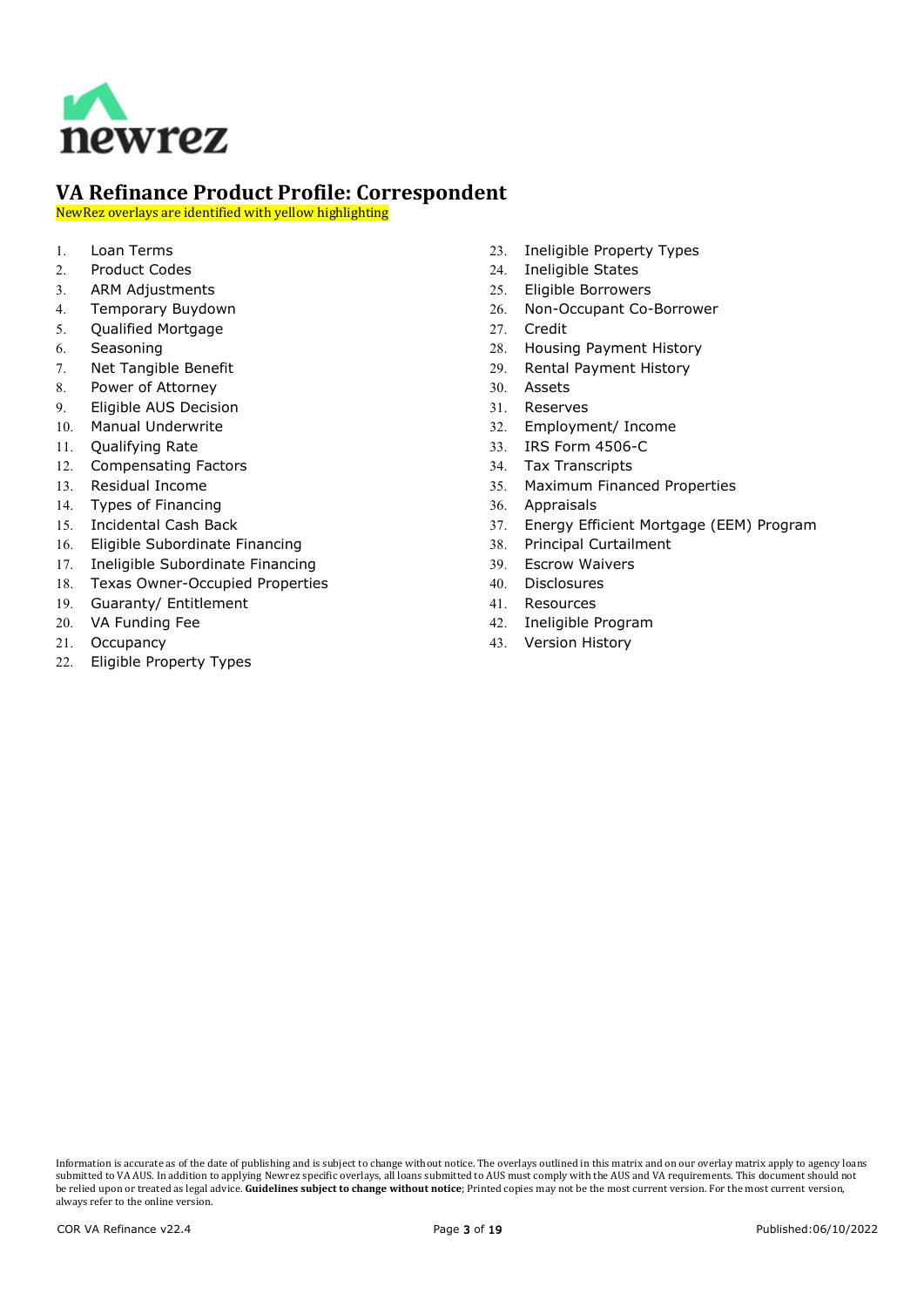# VA Refinance Product Profile: Correspondent

NewRez overlays are identified with yellow highlighting

1. Loan Terms
2. Product Codes
3. ARM Adjustments
4. Temporary Buydown
5. Qualified Mortgage
6. Seasoning
7. Net Tangible Benefit
8. Power of Attorney
9. Eligible AUS Decision
10. Manual Underwrite
11. Qualifying Rate
12. Compensating Factors
13. Residual Income
14. Types of Financing
15. Incidental Cash Back
16. Eligible Subordinate Financing
17. Ineligible Subordinate Financing
18. Texas Owner-Occupied Properties
19. Guaranty/ Entitlement
20. VA Funding Fee
21. Occupancy
22. Eligible Property Types
23. Ineligible Property Types
24. Ineligible States
25. Eligible Borrowers
26. Non-Occupant Co-Borrower
27. Credit
28. Housing Payment History
29. Rental Payment History
30. Assets
31. Reserves
32. Employment/ Income
33. IRS Form 4506-C
34. Tax Transcripts
35. Maximum Financed Properties
36. Appraisals
37. Energy Efficient Mortgage (EEM) Program
38. Principal Curtailment
39. Escrow Waivers
40. Disclosures
41. Resources
42. Ineligible Program
43. Version History

Information is accurate as of the date of publishing and is subject to change without notice. The overlays outlined in this matrix and on our overlay matrix apply to agency loans submitted to VA AUS. In addition to applying Newrez specific overlays, all loans submitted to AUS must comply with the AUS and VA requirements. This document should not be relied upon or treated as legal advice. **Guidelines subject to change without notice**; Printed copies may not be the most current version. For the most current version, always refer to the online version.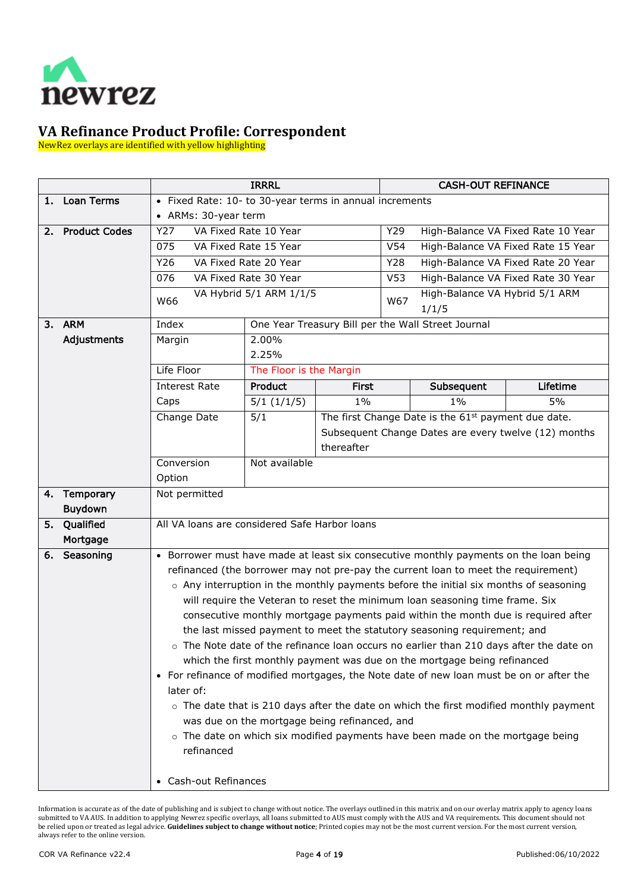newrez

# VA Refinance Product Profile: Correspondent

NewRez overlays are identified with yellow highlighting

| | IRRRL | | | CASH-OUT REFINANCE | |
|---|---|---|---|---|---|
| **1. Loan Terms** | • Fixed Rate: 10- to 30-year terms in annual increments<br>• ARMs: 30-year term | | | | |
| **2. Product Codes** | Y27 | VA Fixed Rate 10 Year | | Y29 | High-Balance VA Fixed Rate 10 Year |
| | 075 | VA Fixed Rate 15 Year | | V54 | High-Balance VA Fixed Rate 15 Year |
| | Y26 | VA Fixed Rate 20 Year | | Y28 | High-Balance VA Fixed Rate 20 Year |
| | 076 | VA Fixed Rate 30 Year | | V53 | High-Balance VA Fixed Rate 30 Year |
| | W66 | VA Hybrid 5/1 ARM 1/1/5 | | W67 | High-Balance VA Hybrid 5/1 ARM 1/1/5 |

| **3. ARM Adjustments** | | | | | |
|---|---|---|---|---|---|
| | Index | One Year Treasury Bill per the Wall Street Journal | | | |
| | Margin | 2.00%<br>2.25% | | | |
| | Life Floor | The Floor is the Margin | | | |
| | Interest Rate Caps | **Product** | **First** | **Subsequent** | **Lifetime** |
| | | 5/1 (1/1/5) | 1% | 1% | 5% |
| | Change Date | 5/1 | The first Change Date is the 61st payment due date. Subsequent Change Dates are every twelve (12) months thereafter | | |
| | Conversion Option | Not available | | | |

| | |
|---|---|
| **4. Temporary Buydown** | Not permitted |
| **5. Qualified Mortgage** | All VA loans are considered Safe Harbor loans |
| **6. Seasoning** | • Borrower must have made at least six consecutive monthly payments on the loan being refinanced (the borrower may not pre-pay the current loan to meet the requirement)<br>&nbsp;&nbsp;○ Any interruption in the monthly payments before the initial six months of seasoning will require the Veteran to reset the minimum loan seasoning time frame. Six consecutive monthly mortgage payments paid within the month due is required after the last missed payment to meet the statutory seasoning requirement; and<br>&nbsp;&nbsp;○ The Note date of the refinance loan occurs no earlier than 210 days after the date on which the first monthly payment was due on the mortgage being refinanced<br>• For refinance of modified mortgages, the Note date of new loan must be on or after the later of:<br>&nbsp;&nbsp;○ The date that is 210 days after the date on which the first modified monthly payment was due on the mortgage being refinanced, and<br>&nbsp;&nbsp;○ The date on which six modified payments have been made on the mortgage being refinanced<br><br>• Cash-out Refinances |

Information is accurate as of the date of publishing and is subject to change without notice. The overlays outlined in this matrix and on our overlay matrix apply to agency loans submitted to VA AUS. In addition to applying Newrez specific overlays, all loans submitted to AUS must comply with the AUS and VA requirements. This document should not be relied upon or treated as legal advice. **Guidelines subject to change without notice**; Printed copies may not be the most current version. For the most current version, always refer to the online version.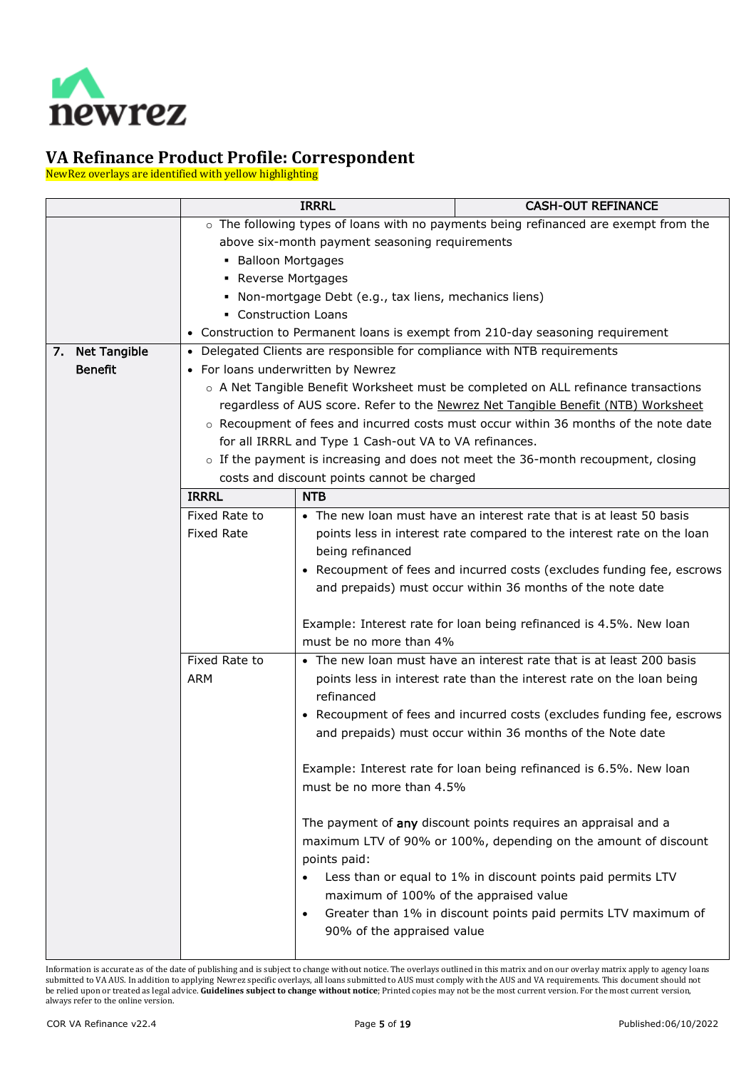# VA Refinance Product Profile: Correspondent

NewRez overlays are identified with yellow highlighting

| | IRRRL | CASH-OUT REFINANCE |
|---|---|---|
| | ◦ The following types of loans with no payments being refinanced are exempt from the above six-month payment seasoning requirements<br>▪ Balloon Mortgages<br>▪ Reverse Mortgages<br>▪ Non-mortgage Debt (e.g., tax liens, mechanics liens)<br>▪ Construction Loans<br>• Construction to Permanent loans is exempt from 210-day seasoning requirement | |
| **7. Net Tangible Benefit** | • Delegated Clients are responsible for compliance with NTB requirements<br>• For loans underwritten by Newrez<br>◦ A Net Tangible Benefit Worksheet must be completed on ALL refinance transactions regardless of AUS score. Refer to the Newrez Net Tangible Benefit (NTB) Worksheet<br>◦ Recoupment of fees and incurred costs must occur within 36 months of the note date for all IRRRL and Type 1 Cash-out VA to VA refinances.<br>◦ If the payment is increasing and does not meet the 36-month recoupment, closing costs and discount points cannot be charged | |

| IRRRL | NTB |
|---|---|
| Fixed Rate to Fixed Rate | • The new loan must have an interest rate that is at least 50 basis points less in interest rate compared to the interest rate on the loan being refinanced<br>• Recoupment of fees and incurred costs (excludes funding fee, escrows and prepaids) must occur within 36 months of the note date<br><br>Example: Interest rate for loan being refinanced is 4.5%. New loan must be no more than 4% |
| Fixed Rate to ARM | • The new loan must have an interest rate that is at least 200 basis points less in interest rate than the interest rate on the loan being refinanced<br>• Recoupment of fees and incurred costs (excludes funding fee, escrows and prepaids) must occur within 36 months of the Note date<br><br>Example: Interest rate for loan being refinanced is 6.5%. New loan must be no more than 4.5%<br><br>The payment of **any** discount points requires an appraisal and a maximum LTV of 90% or 100%, depending on the amount of discount points paid:<br>• Less than or equal to 1% in discount points paid permits LTV maximum of 100% of the appraised value<br>• Greater than 1% in discount points paid permits LTV maximum of 90% of the appraised value |

Information is accurate as of the date of publishing and is subject to change without notice. The overlays outlined in this matrix and on our overlay matrix apply to agency loans submitted to VA AUS. In addition to applying Newrez specific overlays, all loans submitted to AUS must comply with the AUS and VA requirements. This document should not be relied upon or treated as legal advice. **Guidelines subject to change without notice**; Printed copies may not be the most current version. For the most current version, always refer to the online version.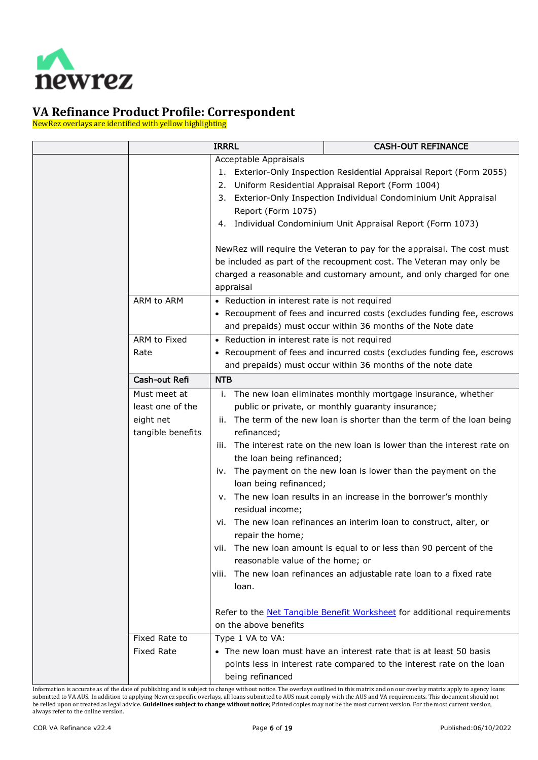# VA Refinance Product Profile: Correspondent

NewRez overlays are identified with yellow highlighting

| | IRRRL | | CASH-OUT REFINANCE |
|---|---|---|---|
| | | Acceptable Appraisals<br>1. Exterior-Only Inspection Residential Appraisal Report (Form 2055)<br>2. Uniform Residential Appraisal Report (Form 1004)<br>3. Exterior-Only Inspection Individual Condominium Unit Appraisal Report (Form 1075)<br>4. Individual Condominium Unit Appraisal Report (Form 1073)<br><br>NewRez will require the Veteran to pay for the appraisal. The cost must be included as part of the recoupment cost. The Veteran may only be charged a reasonable and customary amount, and only charged for one appraisal | |
| | ARM to ARM | • Reduction in interest rate is not required<br>• Recoupment of fees and incurred costs (excludes funding fee, escrows and prepaids) must occur within 36 months of the Note date | |
| | ARM to Fixed Rate | • Reduction in interest rate is not required<br>• Recoupment of fees and incurred costs (excludes funding fee, escrows and prepaids) must occur within 36 months of the note date | |
| | **Cash-out Refi** | **NTB** | |
| | Must meet at least one of the eight net tangible benefits | i. The new loan eliminates monthly mortgage insurance, whether public or private, or monthly guaranty insurance;<br>ii. The term of the new loan is shorter than the term of the loan being refinanced;<br>iii. The interest rate on the new loan is lower than the interest rate on the loan being refinanced;<br>iv. The payment on the new loan is lower than the payment on the loan being refinanced;<br>v. The new loan results in an increase in the borrower's monthly residual income;<br>vi. The new loan refinances an interim loan to construct, alter, or repair the home;<br>vii. The new loan amount is equal to or less than 90 percent of the reasonable value of the home; or<br>viii. The new loan refinances an adjustable rate loan to a fixed rate loan.<br><br>Refer to the Net Tangible Benefit Worksheet for additional requirements on the above benefits | |
| | Fixed Rate to Fixed Rate | Type 1 VA to VA:<br>• The new loan must have an interest rate that is at least 50 basis points less in interest rate compared to the interest rate on the loan being refinanced | |

Information is accurate as of the date of publishing and is subject to change without notice. The overlays outlined in this matrix and on our overlay matrix apply to agency loans submitted to VA AUS. In addition to applying Newrez specific overlays, all loans submitted to AUS must comply with the AUS and VA requirements. This document should not be relied upon or treated as legal advice. **Guidelines subject to change without notice**; Printed copies may not be the most current version. For the most current version, always refer to the online version.

COR VA Refinance v22.4 | Published:06/10/2022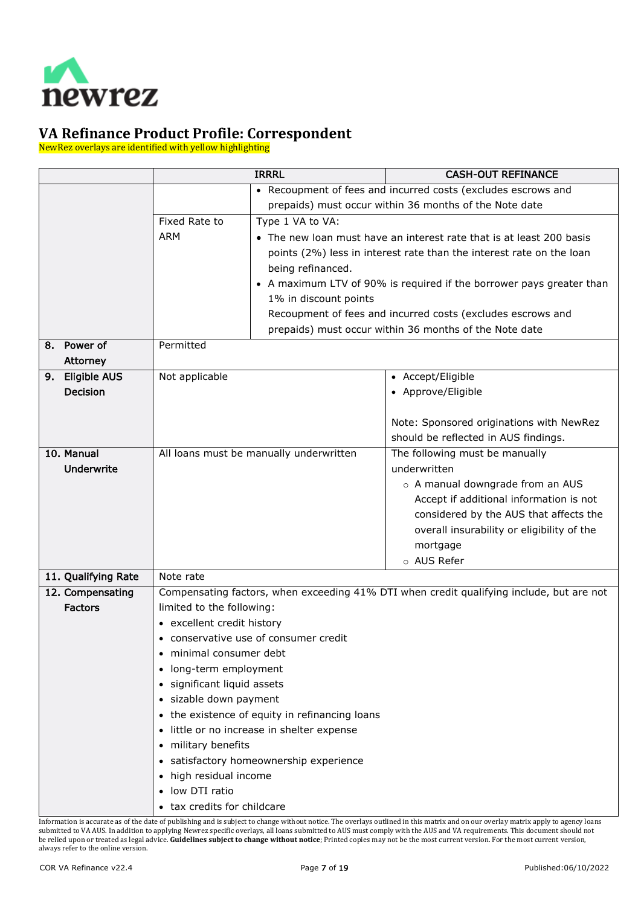# VA Refinance Product Profile: Correspondent

NewRez overlays are identified with yellow highlighting

| | IRRRL | | CASH-OUT REFINANCE |
|---|---|---|---|
| | | • Recoupment of fees and incurred costs (excludes escrows and prepaids) must occur within 36 months of the Note date | |
| | Fixed Rate to ARM | Type 1 VA to VA:<br>• The new loan must have an interest rate that is at least 200 basis points (2%) less in interest rate than the interest rate on the loan being refinanced.<br>• A maximum LTV of 90% is required if the borrower pays greater than 1% in discount points<br>Recoupment of fees and incurred costs (excludes escrows and prepaids) must occur within 36 months of the Note date | |
| **8. Power of Attorney** | Permitted | | |
| **9. Eligible AUS Decision** | Not applicable | | • Accept/Eligible<br>• Approve/Eligible<br><br>Note: Sponsored originations with NewRez should be reflected in AUS findings. |
| **10. Manual Underwrite** | All loans must be manually underwritten | | The following must be manually underwritten<br>○ A manual downgrade from an AUS Accept if additional information is not considered by the AUS that affects the overall insurability or eligibility of the mortgage<br>○ AUS Refer |
| **11. Qualifying Rate** | Note rate | | |
| **12. Compensating Factors** | Compensating factors, when exceeding 41% DTI when credit qualifying include, but are not limited to the following:<br>• excellent credit history<br>• conservative use of consumer credit<br>• minimal consumer debt<br>• long-term employment<br>• significant liquid assets<br>• sizable down payment<br>• the existence of equity in refinancing loans<br>• little or no increase in shelter expense<br>• military benefits<br>• satisfactory homeownership experience<br>• high residual income<br>• low DTI ratio<br>• tax credits for childcare | | |

Information is accurate as of the date of publishing and is subject to change without notice. The overlays outlined in this matrix and on our overlay matrix apply to agency loans submitted to VA AUS. In addition to applying Newrez specific overlays, all loans submitted to AUS must comply with the AUS and VA requirements. This document should not be relied upon or treated as legal advice. **Guidelines subject to change without notice**; Printed copies may not be the most current version. For the most current version, always refer to the online version.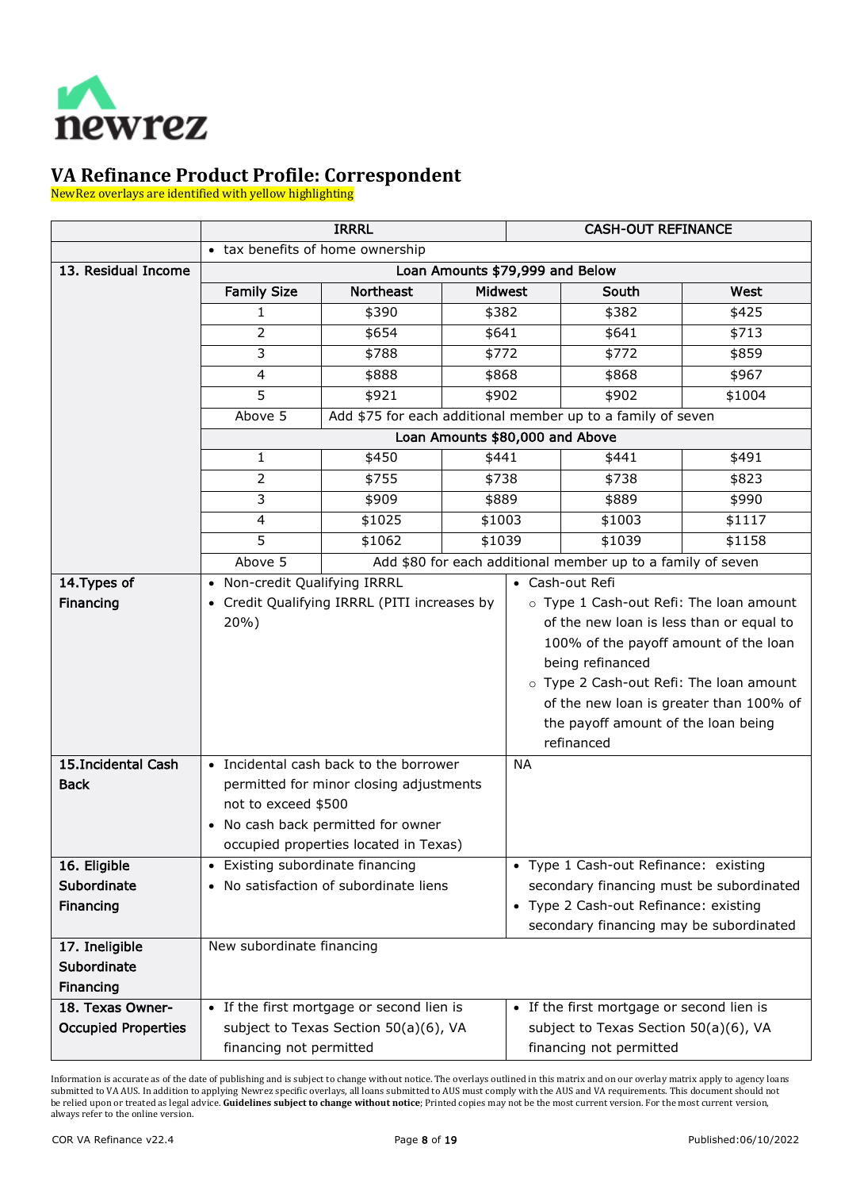# VA Refinance Product Profile: Correspondent

NewRez overlays are identified with yellow highlighting

| | IRRRL | | | CASH-OUT REFINANCE | |
|---|---|---|---|---|---|
| | • tax benefits of home ownership | | | | |
| 13. Residual Income | Loan Amounts $79,999 and Below | | | | |
| | Family Size | Northeast | Midwest | South | West |
| | 1 | $390 | $382 | $382 | $425 |
| | 2 | $654 | $641 | $641 | $713 |
| | 3 | $788 | $772 | $772 | $859 |
| | 4 | $888 | $868 | $868 | $967 |
| | 5 | $921 | $902 | $902 | $1004 |
| | Above 5 | Add $75 for each additional member up to a family of seven | | | |
| | Loan Amounts $80,000 and Above | | | | |
| | 1 | $450 | $441 | $441 | $491 |
| | 2 | $755 | $738 | $738 | $823 |
| | 3 | $909 | $889 | $889 | $990 |
| | 4 | $1025 | $1003 | $1003 | $1117 |
| | 5 | $1062 | $1039 | $1039 | $1158 |
| | Above 5 | Add $80 for each additional member up to a family of seven | | | |
| 14.Types of Financing | • Non-credit Qualifying IRRRL<br>• Credit Qualifying IRRRL (PITI increases by 20%) | | | • Cash-out Refi<br>○ Type 1 Cash-out Refi: The loan amount of the new loan is less than or equal to 100% of the payoff amount of the loan being refinanced<br>○ Type 2 Cash-out Refi: The loan amount of the new loan is greater than 100% of the payoff amount of the loan being refinanced | |
| 15.Incidental Cash Back | • Incidental cash back to the borrower permitted for minor closing adjustments not to exceed $500<br>• No cash back permitted for owner occupied properties located in Texas) | | | NA | |
| 16. Eligible Subordinate Financing | • Existing subordinate financing<br>• No satisfaction of subordinate liens | | | • Type 1 Cash-out Refinance: existing secondary financing must be subordinated<br>• Type 2 Cash-out Refinance: existing secondary financing may be subordinated | |
| 17. Ineligible Subordinate Financing | New subordinate financing | | | | |
| 18. Texas Owner-Occupied Properties | • If the first mortgage or second lien is subject to Texas Section 50(a)(6), VA financing not permitted | | | • If the first mortgage or second lien is subject to Texas Section 50(a)(6), VA financing not permitted | |

Information is accurate as of the date of publishing and is subject to change without notice. The overlays outlined in this matrix and on our overlay matrix apply to agency loans submitted to VA AUS. In addition to applying Newrez specific overlays, all loans submitted to AUS must comply with the AUS and VA requirements. This document should not be relied upon or treated as legal advice. **Guidelines subject to change without notice**; Printed copies may not be the most current version. For the most current version, always refer to the online version.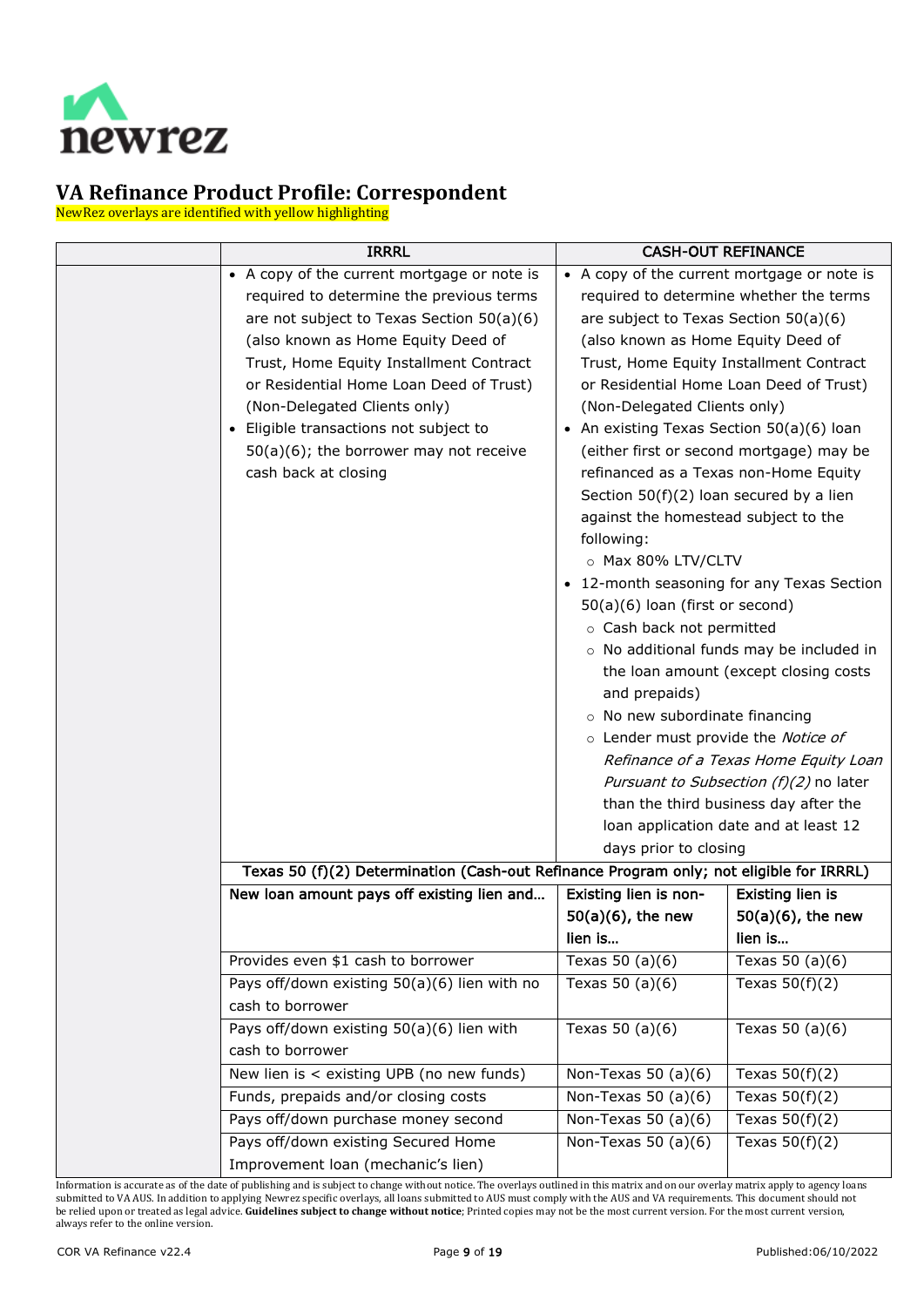# VA Refinance Product Profile: Correspondent

NewRez overlays are identified with yellow highlighting

| | IRRRL | CASH-OUT REFINANCE | |
|---|---|---|---|
| | • A copy of the current mortgage or note is required to determine the previous terms are not subject to Texas Section 50(a)(6) (also known as Home Equity Deed of Trust, Home Equity Installment Contract or Residential Home Loan Deed of Trust) (Non-Delegated Clients only)<br>• Eligible transactions not subject to 50(a)(6); the borrower may not receive cash back at closing | • A copy of the current mortgage or note is required to determine whether the terms are subject to Texas Section 50(a)(6) (also known as Home Equity Deed of Trust, Home Equity Installment Contract or Residential Home Loan Deed of Trust) (Non-Delegated Clients only)<br>• An existing Texas Section 50(a)(6) loan (either first or second mortgage) may be refinanced as a Texas non-Home Equity Section 50(f)(2) loan secured by a lien against the homestead subject to the following:<br>&nbsp;&nbsp;○ Max 80% LTV/CLTV<br>• 12-month seasoning for any Texas Section 50(a)(6) loan (first or second)<br>&nbsp;&nbsp;○ Cash back not permitted<br>&nbsp;&nbsp;○ No additional funds may be included in the loan amount (except closing costs and prepaids)<br>&nbsp;&nbsp;○ No new subordinate financing<br>&nbsp;&nbsp;○ Lender must provide the *Notice of Refinance of a Texas Home Equity Loan Pursuant to Subsection (f)(2)* no later than the third business day after the loan application date and at least 12 days prior to closing | |
| | Texas 50 (f)(2) Determination (Cash-out Refinance Program only; not eligible for IRRRL) | | |
| | New loan amount pays off existing lien and… | Existing lien is non-50(a)(6), the new lien is… | Existing lien is 50(a)(6), the new lien is… |
| | Provides even $1 cash to borrower | Texas 50 (a)(6) | Texas 50 (a)(6) |
| | Pays off/down existing 50(a)(6) lien with no cash to borrower | Texas 50 (a)(6) | Texas 50(f)(2) |
| | Pays off/down existing 50(a)(6) lien with cash to borrower | Texas 50 (a)(6) | Texas 50 (a)(6) |
| | New lien is < existing UPB (no new funds) | Non-Texas 50 (a)(6) | Texas 50(f)(2) |
| | Funds, prepaids and/or closing costs | Non-Texas 50 (a)(6) | Texas 50(f)(2) |
| | Pays off/down purchase money second | Non-Texas 50 (a)(6) | Texas 50(f)(2) |
| | Pays off/down existing Secured Home Improvement loan (mechanic's lien) | Non-Texas 50 (a)(6) | Texas 50(f)(2) |

Information is accurate as of the date of publishing and is subject to change without notice. The overlays outlined in this matrix and on our overlay matrix apply to agency loans submitted to VA AUS. In addition to applying Newrez specific overlays, all loans submitted to AUS must comply with the AUS and VA requirements. This document should not be relied upon or treated as legal advice. **Guidelines subject to change without notice**; Printed copies may not be the most current version. For the most current version, always refer to the online version.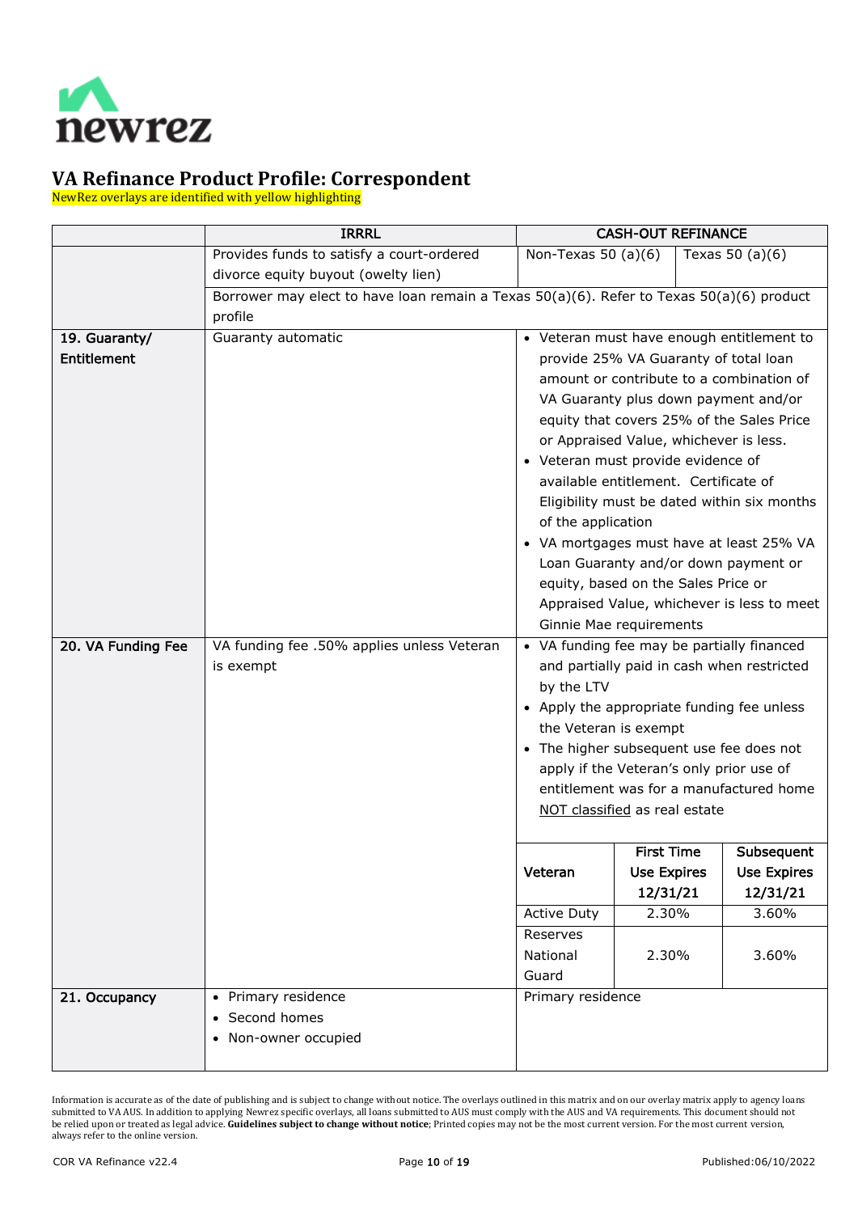# VA Refinance Product Profile: Correspondent

NewRez overlays are identified with yellow highlighting

| | IRRRL | CASH-OUT REFINANCE | | |
|---|---|---|---|---|
| | Provides funds to satisfy a court-ordered divorce equity buyout (owelty lien) | Non-Texas 50 (a)(6) | | Texas 50 (a)(6) |
| | Borrower may elect to have loan remain a Texas 50(a)(6). Refer to Texas 50(a)(6) product profile | | | |
| **19. Guaranty/ Entitlement** | Guaranty automatic | • Veteran must have enough entitlement to provide 25% VA Guaranty of total loan amount or contribute to a combination of VA Guaranty plus down payment and/or equity that covers 25% of the Sales Price or Appraised Value, whichever is less.<br>• Veteran must provide evidence of available entitlement. Certificate of Eligibility must be dated within six months of the application<br>• VA mortgages must have at least 25% VA Loan Guaranty and/or down payment or equity, based on the Sales Price or Appraised Value, whichever is less to meet Ginnie Mae requirements | | |
| **20. VA Funding Fee** | VA funding fee .50% applies unless Veteran is exempt | • VA funding fee may be partially financed and partially paid in cash when restricted by the LTV<br>• Apply the appropriate funding fee unless the Veteran is exempt<br>• The higher subsequent use fee does not apply if the Veteran's only prior use of entitlement was for a manufactured home NOT classified as real estate | | |
| | | **Veteran** | **First Time Use Expires 12/31/21** | **Subsequent Use Expires 12/31/21** |
| | | Active Duty | 2.30% | 3.60% |
| | | Reserves National Guard | 2.30% | 3.60% |
| **21. Occupancy** | • Primary residence<br>• Second homes<br>• Non-owner occupied | Primary residence | | |

Information is accurate as of the date of publishing and is subject to change without notice. The overlays outlined in this matrix and on our overlay matrix apply to agency loans submitted to VA AUS. In addition to applying Newrez specific overlays, all loans submitted to AUS must comply with the AUS and VA requirements. This document should not be relied upon or treated as legal advice. **Guidelines subject to change without notice**; Printed copies may not be the most current version. For the most current version, always refer to the online version.

COR VA Refinance v22.4 Published:06/10/2022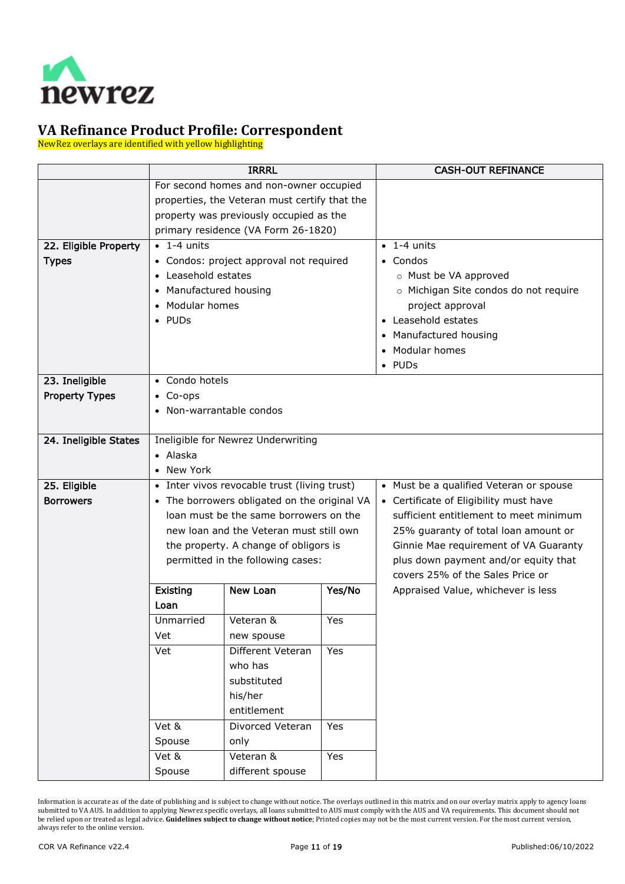newrez

# VA Refinance Product Profile: Correspondent

NewRez overlays are identified with yellow highlighting

| | IRRRL | CASH-OUT REFINANCE |
|---|---|---|
| | For second homes and non-owner occupied properties, the Veteran must certify that the property was previously occupied as the primary residence (VA Form 26-1820) | |
| **22. Eligible Property Types** | • 1-4 units<br>• Condos: project approval not required<br>• Leasehold estates<br>• Manufactured housing<br>• Modular homes<br>• PUDs | • 1-4 units<br>• Condos<br>  ○ Must be VA approved<br>  ○ Michigan Site condos do not require project approval<br>• Leasehold estates<br>• Manufactured housing<br>• Modular homes<br>• PUDs |
| **23. Ineligible Property Types** | • Condo hotels<br>• Co-ops<br>• Non-warrantable condos | |
| **24. Ineligible States** | Ineligible for Newrez Underwriting<br>• Alaska<br>• New York | |
| **25. Eligible Borrowers** | • Inter vivos revocable trust (living trust)<br>• The borrowers obligated on the original VA loan must be the same borrowers on the new loan and the Veteran must still own the property. A change of obligors is permitted in the following cases:<br><br>**Existing Loan** / **New Loan** / **Yes/No**<br>Unmarried Vet / Veteran & new spouse / Yes<br>Vet / Different Veteran who has substituted his/her entitlement / Yes<br>Vet & Spouse / Divorced Veteran only / Yes<br>Vet & Spouse / Veteran & different spouse / Yes | • Must be a qualified Veteran or spouse<br>• Certificate of Eligibility must have sufficient entitlement to meet minimum 25% guaranty of total loan amount or Ginnie Mae requirement of VA Guaranty plus down payment and/or equity that covers 25% of the Sales Price or Appraised Value, whichever is less |

Information is accurate as of the date of publishing and is subject to change without notice. The overlays outlined in this matrix and on our overlay matrix apply to agency loans submitted to VA AUS. In addition to applying Newrez specific overlays, all loans submitted to AUS must comply with the AUS and VA requirements. This document should not be relied upon or treated as legal advice. **Guidelines subject to change without notice**; Printed copies may not be the most current version. For the most current version, always refer to the online version.

COR VA Refinance v22.4 — Published:06/10/2022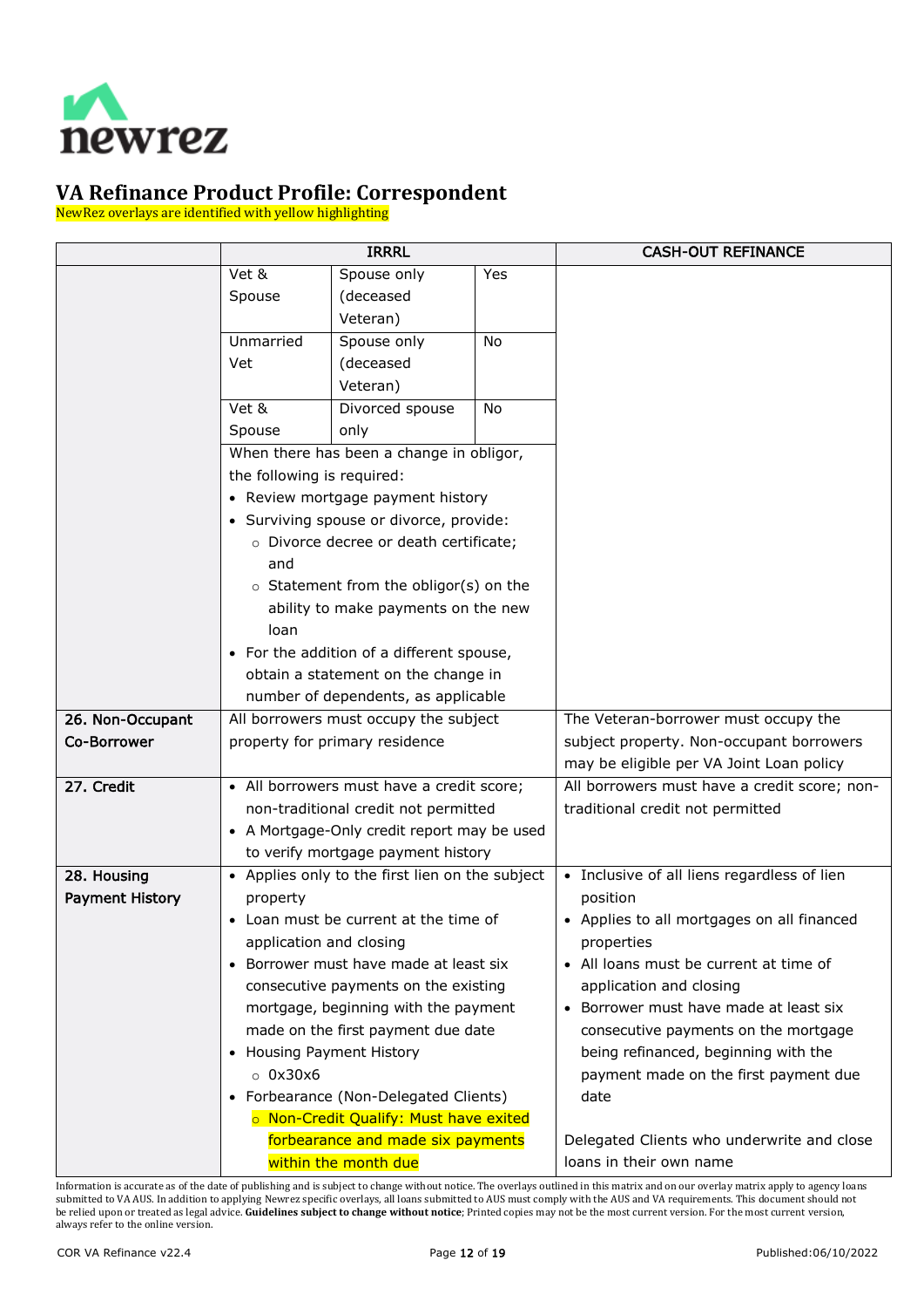# VA Refinance Product Profile: Correspondent

NewRez overlays are identified with yellow highlighting

| | IRRRL | CASH-OUT REFINANCE |
|---|---|---|
| | Vet & Spouse / Spouse only (deceased Veteran) / Yes<br>Unmarried Vet / Spouse only (deceased Veteran) / No<br>Vet & Spouse / Divorced spouse only / No<br>When there has been a change in obligor, the following is required:<br>• Review mortgage payment history<br>• Surviving spouse or divorce, provide:<br>○ Divorce decree or death certificate; and<br>○ Statement from the obligor(s) on the ability to make payments on the new loan<br>• For the addition of a different spouse, obtain a statement on the change in number of dependents, as applicable | |
| **26. Non-Occupant Co-Borrower** | All borrowers must occupy the subject property for primary residence | The Veteran-borrower must occupy the subject property. Non-occupant borrowers may be eligible per VA Joint Loan policy |
| **27. Credit** | • All borrowers must have a credit score; non-traditional credit not permitted<br>• A Mortgage-Only credit report may be used to verify mortgage payment history | All borrowers must have a credit score; non-traditional credit not permitted |
| **28. Housing Payment History** | • Applies only to the first lien on the subject property<br>• Loan must be current at the time of application and closing<br>• Borrower must have made at least six consecutive payments on the existing mortgage, beginning with the payment made on the first payment due date<br>• Housing Payment History<br>○ 0x30x6<br>• Forbearance (Non-Delegated Clients)<br>○ Non-Credit Qualify: Must have exited forbearance and made six payments within the month due | • Inclusive of all liens regardless of lien position<br>• Applies to all mortgages on all financed properties<br>• All loans must be current at time of application and closing<br>• Borrower must have made at least six consecutive payments on the mortgage being refinanced, beginning with the payment made on the first payment due date<br><br>Delegated Clients who underwrite and close loans in their own name |

Information is accurate as of the date of publishing and is subject to change without notice. The overlays outlined in this matrix and on our overlay matrix apply to agency loans submitted to VA AUS. In addition to applying Newrez specific overlays, all loans submitted to AUS must comply with the AUS and VA requirements. This document should not be relied upon or treated as legal advice. **Guidelines subject to change without notice**; Printed copies may not be the most current version. For the most current version, always refer to the online version.

COR VA Refinance v22.4 Published:06/10/2022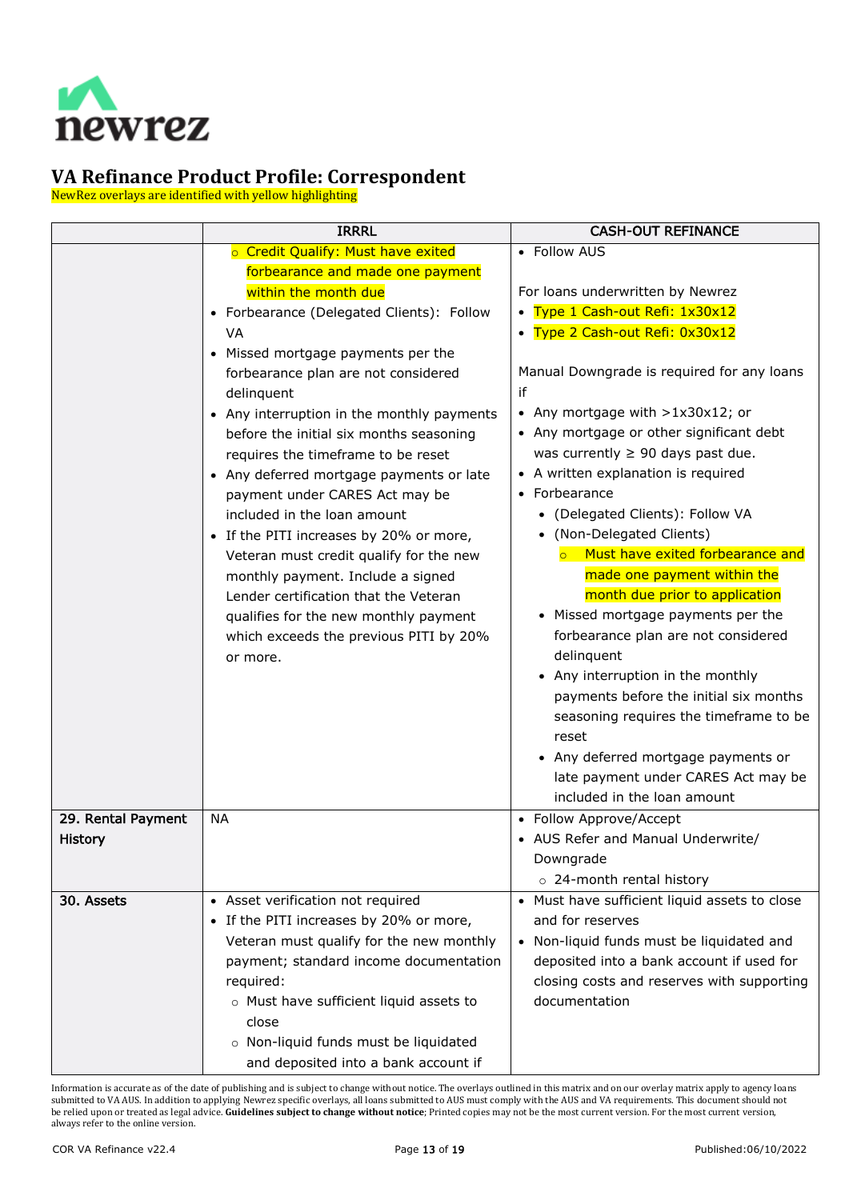# VA Refinance Product Profile: Correspondent

NewRez overlays are identified with yellow highlighting

| | IRRRL | CASH-OUT REFINANCE |
|---|---|---|
| | ◦ Credit Qualify: Must have exited forbearance and made one payment within the month due<br>• Forbearance (Delegated Clients): Follow VA<br>• Missed mortgage payments per the forbearance plan are not considered delinquent<br>• Any interruption in the monthly payments before the initial six months seasoning requires the timeframe to be reset<br>• Any deferred mortgage payments or late payment under CARES Act may be included in the loan amount<br>• If the PITI increases by 20% or more, Veteran must credit qualify for the new monthly payment. Include a signed Lender certification that the Veteran qualifies for the new monthly payment which exceeds the previous PITI by 20% or more. | • Follow AUS<br><br>For loans underwritten by Newrez<br>• Type 1 Cash-out Refi: 1x30x12<br>• Type 2 Cash-out Refi: 0x30x12<br><br>Manual Downgrade is required for any loans if<br>• Any mortgage with >1x30x12; or<br>• Any mortgage or other significant debt was currently ≥ 90 days past due.<br>• A written explanation is required<br>• Forbearance<br>  • (Delegated Clients): Follow VA<br>  • (Non-Delegated Clients)<br>    ◦ Must have exited forbearance and made one payment within the month due prior to application<br>  • Missed mortgage payments per the forbearance plan are not considered delinquent<br>  • Any interruption in the monthly payments before the initial six months seasoning requires the timeframe to be reset<br>  • Any deferred mortgage payments or late payment under CARES Act may be included in the loan amount |
| **29. Rental Payment History** | NA | • Follow Approve/Accept<br>• AUS Refer and Manual Underwrite/ Downgrade<br>  ◦ 24-month rental history |
| **30. Assets** | • Asset verification not required<br>• If the PITI increases by 20% or more, Veteran must qualify for the new monthly payment; standard income documentation required:<br>  ◦ Must have sufficient liquid assets to close<br>  ◦ Non-liquid funds must be liquidated and deposited into a bank account if | • Must have sufficient liquid assets to close and for reserves<br>• Non-liquid funds must be liquidated and deposited into a bank account if used for closing costs and reserves with supporting documentation |

Information is accurate as of the date of publishing and is subject to change without notice. The overlays outlined in this matrix and on our overlay matrix apply to agency loans submitted to VA AUS. In addition to applying Newrez specific overlays, all loans submitted to AUS must comply with the AUS and VA requirements. This document should not be relied upon or treated as legal advice. **Guidelines subject to change without notice**; Printed copies may not be the most current version. For the most current version, always refer to the online version.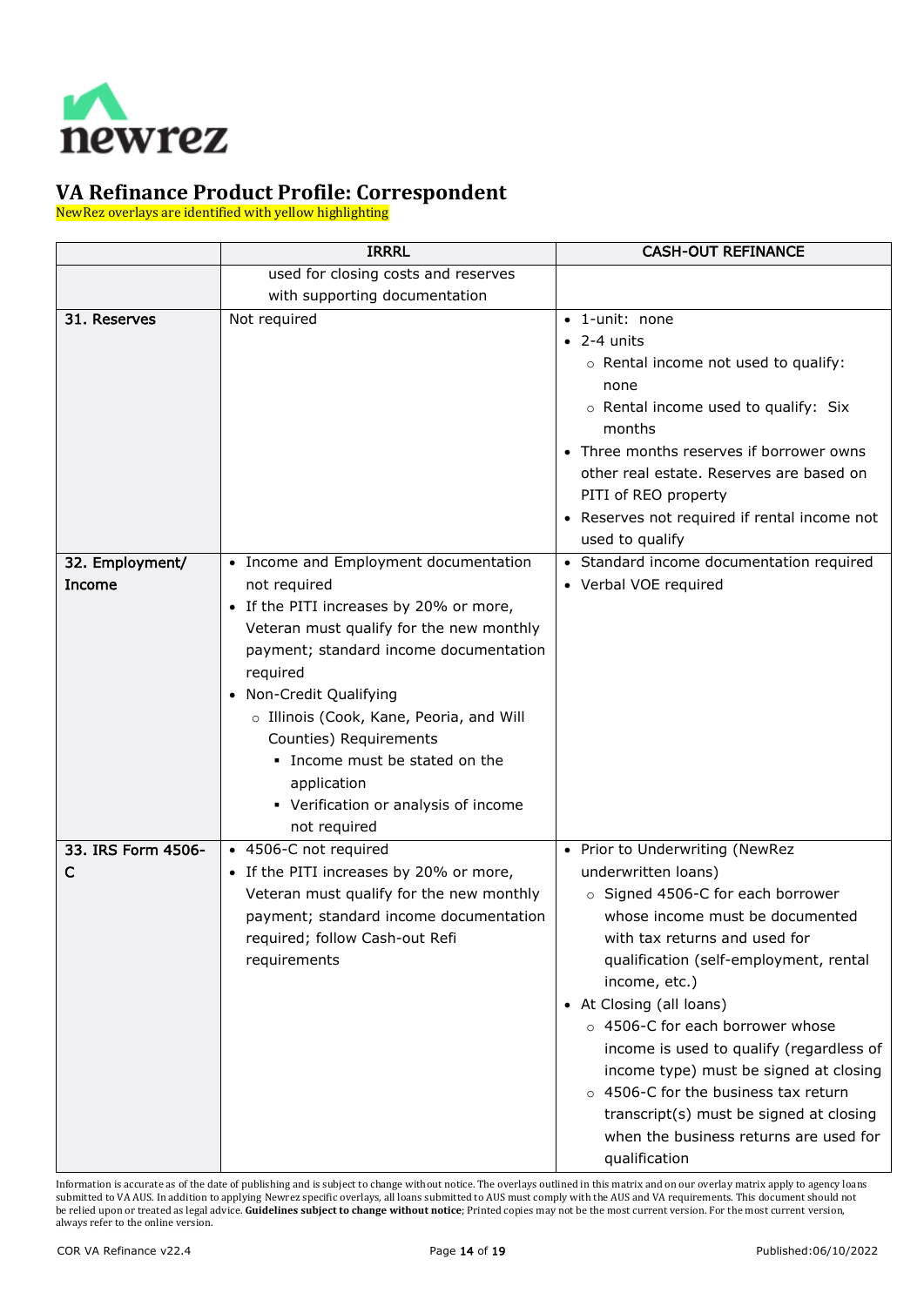# VA Refinance Product Profile: Correspondent

NewRez overlays are identified with yellow highlighting

| | IRRRL | CASH-OUT REFINANCE |
|---|---|---|
| | used for closing costs and reserves with supporting documentation | |
| 31. Reserves | Not required | • 1-unit: none<br>• 2-4 units<br>&nbsp;&nbsp;○ Rental income not used to qualify: none<br>&nbsp;&nbsp;○ Rental income used to qualify: Six months<br>• Three months reserves if borrower owns other real estate. Reserves are based on PITI of REO property<br>• Reserves not required if rental income not used to qualify |
| 32. Employment/ Income | • Income and Employment documentation not required<br>• If the PITI increases by 20% or more, Veteran must qualify for the new monthly payment; standard income documentation required<br>• Non-Credit Qualifying<br>&nbsp;&nbsp;○ Illinois (Cook, Kane, Peoria, and Will Counties) Requirements<br>&nbsp;&nbsp;&nbsp;&nbsp;▪ Income must be stated on the application<br>&nbsp;&nbsp;&nbsp;&nbsp;▪ Verification or analysis of income not required | • Standard income documentation required<br>• Verbal VOE required |
| 33. IRS Form 4506-C | • 4506-C not required<br>• If the PITI increases by 20% or more, Veteran must qualify for the new monthly payment; standard income documentation required; follow Cash-out Refi requirements | • Prior to Underwriting (NewRez underwritten loans)<br>&nbsp;&nbsp;○ Signed 4506-C for each borrower whose income must be documented with tax returns and used for qualification (self-employment, rental income, etc.)<br>• At Closing (all loans)<br>&nbsp;&nbsp;○ 4506-C for each borrower whose income is used to qualify (regardless of income type) must be signed at closing<br>&nbsp;&nbsp;○ 4506-C for the business tax return transcript(s) must be signed at closing when the business returns are used for qualification |

Information is accurate as of the date of publishing and is subject to change without notice. The overlays outlined in this matrix and on our overlay matrix apply to agency loans submitted to VA AUS. In addition to applying Newrez specific overlays, all loans submitted to AUS must comply with the AUS and VA requirements. This document should not be relied upon or treated as legal advice. **Guidelines subject to change without notice**; Printed copies may not be the most current version. For the most current version, always refer to the online version.

COR VA Refinance v22.4 Published:06/10/2022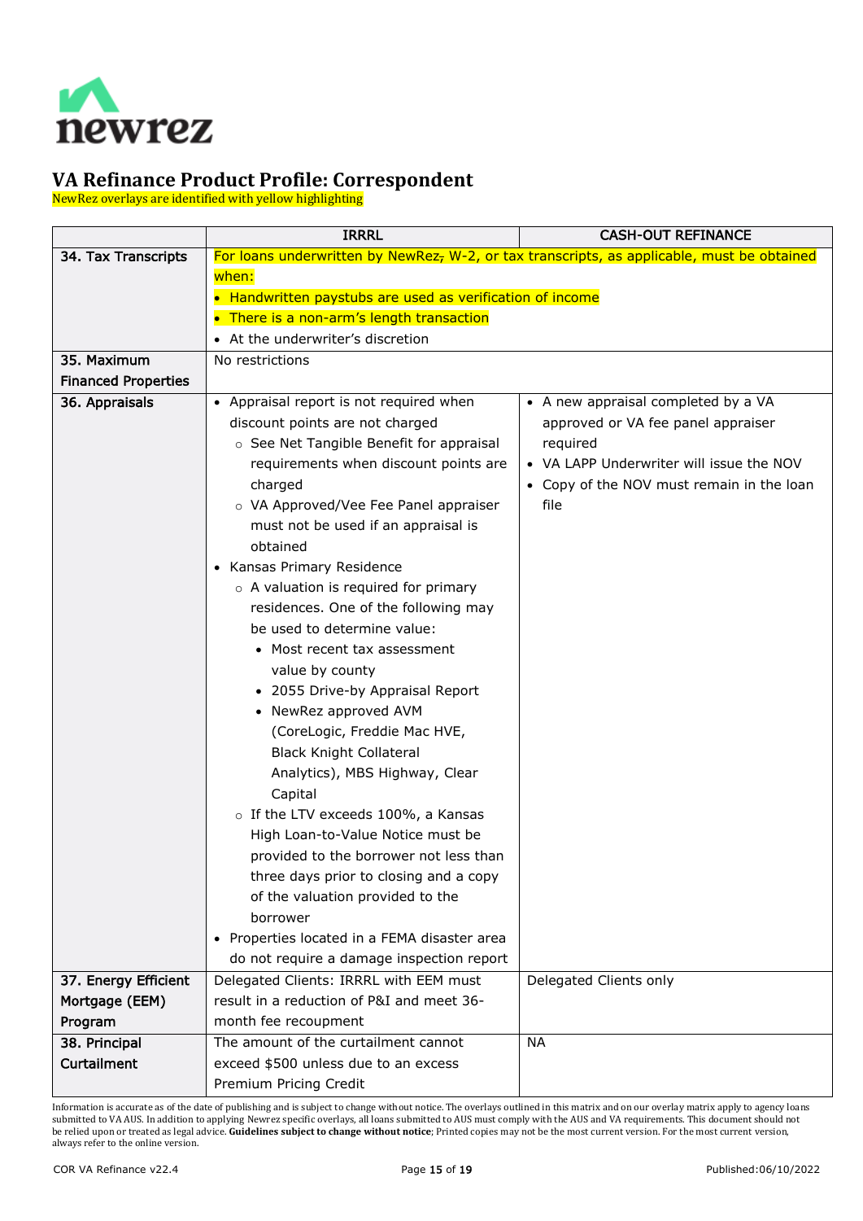# VA Refinance Product Profile: Correspondent

NewRez overlays are identified with yellow highlighting

| | IRRRL | CASH-OUT REFINANCE |
|---|---|---|
| **34. Tax Transcripts** | For loans underwritten by NewRez, W-2, or tax transcripts, as applicable, must be obtained when:<br>• Handwritten paystubs are used as verification of income<br>• There is a non-arm's length transaction<br>• At the underwriter's discretion | |
| **35. Maximum Financed Properties** | No restrictions | |
| **36. Appraisals** | • Appraisal report is not required when discount points are not charged<br>  ○ See Net Tangible Benefit for appraisal requirements when discount points are charged<br>  ○ VA Approved/Vee Fee Panel appraiser must not be used if an appraisal is obtained<br>• Kansas Primary Residence<br>  ○ A valuation is required for primary residences. One of the following may be used to determine value:<br>    • Most recent tax assessment value by county<br>    • 2055 Drive-by Appraisal Report<br>    • NewRez approved AVM (CoreLogic, Freddie Mac HVE, Black Knight Collateral Analytics), MBS Highway, Clear Capital<br>  ○ If the LTV exceeds 100%, a Kansas High Loan-to-Value Notice must be provided to the borrower not less than three days prior to closing and a copy of the valuation provided to the borrower<br>• Properties located in a FEMA disaster area do not require a damage inspection report | • A new appraisal completed by a VA approved or VA fee panel appraiser required<br>• VA LAPP Underwriter will issue the NOV<br>• Copy of the NOV must remain in the loan file |
| **37. Energy Efficient Mortgage (EEM) Program** | Delegated Clients: IRRRL with EEM must result in a reduction of P&I and meet 36-month fee recoupment | Delegated Clients only |
| **38. Principal Curtailment** | The amount of the curtailment cannot exceed $500 unless due to an excess Premium Pricing Credit | NA |

Information is accurate as of the date of publishing and is subject to change without notice. The overlays outlined in this matrix and on our overlay matrix apply to agency loans submitted to VA AUS. In addition to applying Newrez specific overlays, all loans submitted to AUS must comply with the AUS and VA requirements. This document should not be relied upon or treated as legal advice. **Guidelines subject to change without notice**; Printed copies may not be the most current version. For the most current version, always refer to the online version.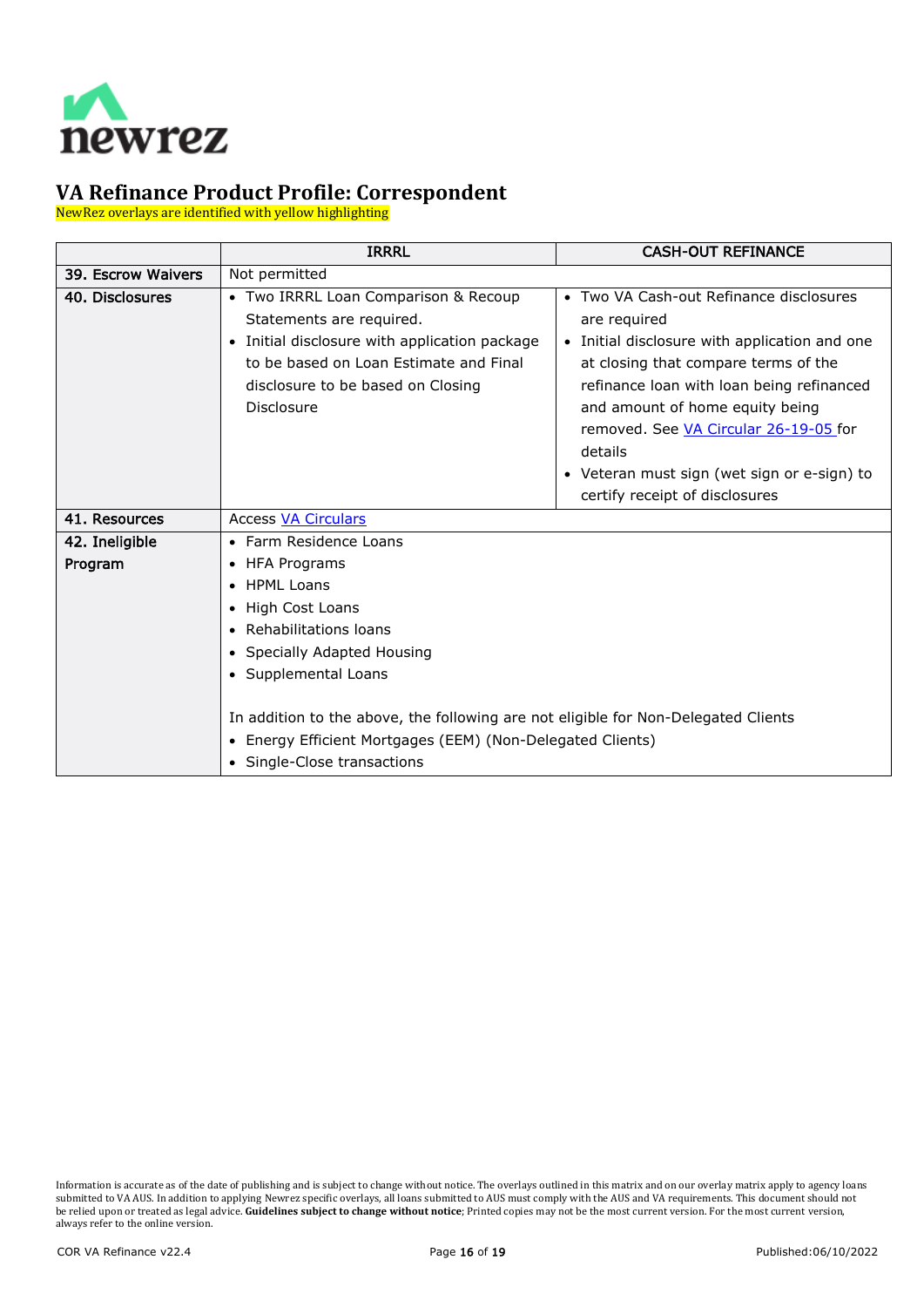# VA Refinance Product Profile: Correspondent

NewRez overlays are identified with yellow highlighting

| | IRRRL | CASH-OUT REFINANCE |
|---|---|---|
| 39. Escrow Waivers | Not permitted | |
| 40. Disclosures | • Two IRRRL Loan Comparison & Recoup Statements are required.<br>• Initial disclosure with application package to be based on Loan Estimate and Final disclosure to be based on Closing Disclosure | • Two VA Cash-out Refinance disclosures are required<br>• Initial disclosure with application and one at closing that compare terms of the refinance loan with loan being refinanced and amount of home equity being removed. See VA Circular 26-19-05 for details<br>• Veteran must sign (wet sign or e-sign) to certify receipt of disclosures |
| 41. Resources | Access VA Circulars | |
| 42. Ineligible Program | • Farm Residence Loans<br>• HFA Programs<br>• HPML Loans<br>• High Cost Loans<br>• Rehabilitations loans<br>• Specially Adapted Housing<br>• Supplemental Loans<br><br>In addition to the above, the following are not eligible for Non-Delegated Clients<br>• Energy Efficient Mortgages (EEM) (Non-Delegated Clients)<br>• Single-Close transactions | |

Information is accurate as of the date of publishing and is subject to change without notice. The overlays outlined in this matrix and on our overlay matrix apply to agency loans submitted to VA AUS. In addition to applying Newrez specific overlays, all loans submitted to AUS must comply with the AUS and VA requirements. This document should not be relied upon or treated as legal advice. **Guidelines subject to change without notice**; Printed copies may not be the most current version. For the most current version, always refer to the online version.

COR VA Refinance v22.4 | Published: 06/10/2022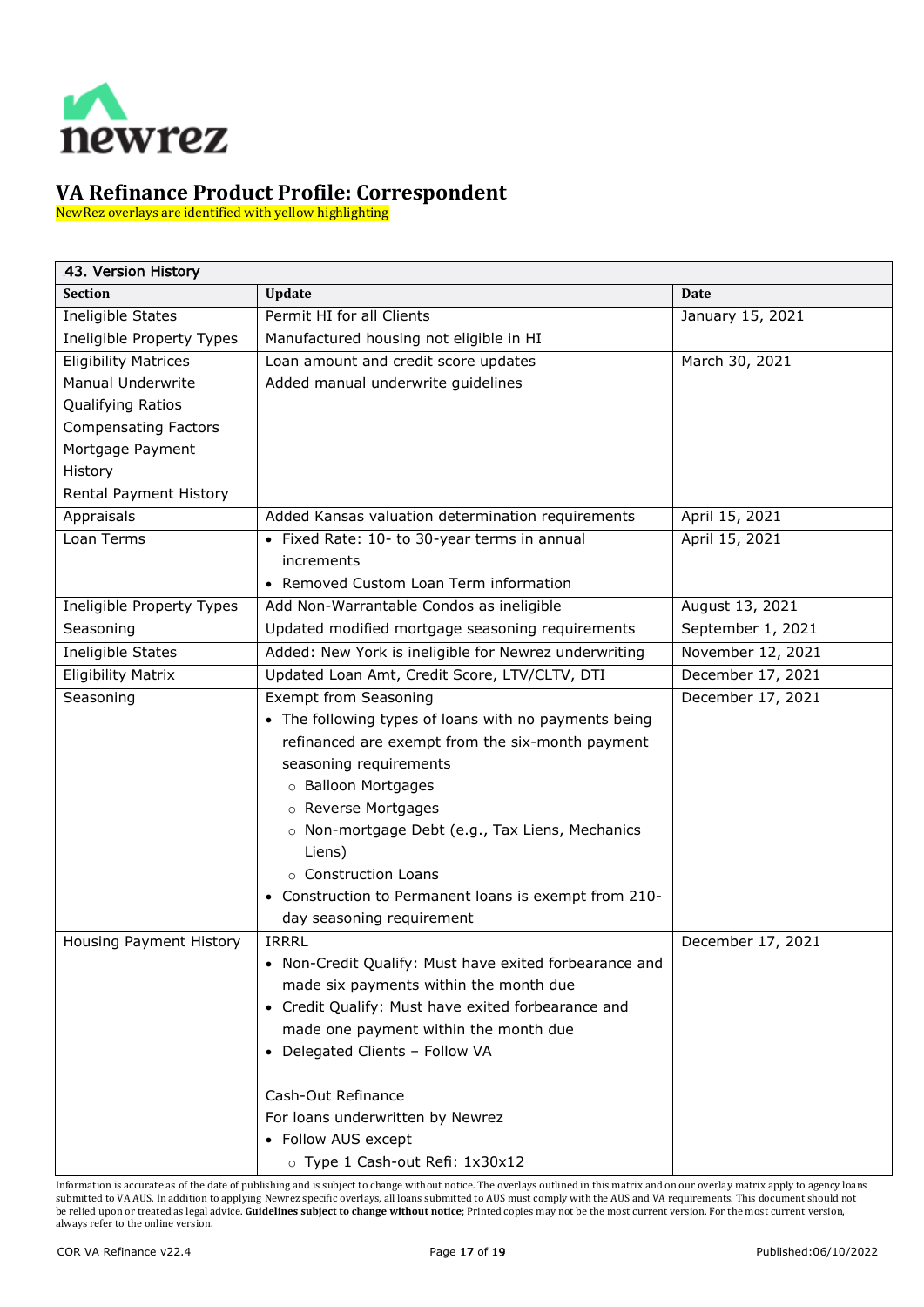# VA Refinance Product Profile: Correspondent

NewRez overlays are identified with yellow highlighting

| 43. Version History | | |
|---|---|---|
| **Section** | **Update** | **Date** |
| Ineligible States<br>Ineligible Property Types | Permit HI for all Clients<br>Manufactured housing not eligible in HI | January 15, 2021 |
| Eligibility Matrices<br>Manual Underwrite<br>Qualifying Ratios<br>Compensating Factors<br>Mortgage Payment History<br>Rental Payment History | Loan amount and credit score updates<br>Added manual underwrite guidelines | March 30, 2021 |
| Appraisals | Added Kansas valuation determination requirements | April 15, 2021 |
| Loan Terms | • Fixed Rate: 10- to 30-year terms in annual increments<br>• Removed Custom Loan Term information | April 15, 2021 |
| Ineligible Property Types | Add Non-Warrantable Condos as ineligible | August 13, 2021 |
| Seasoning | Updated modified mortgage seasoning requirements | September 1, 2021 |
| Ineligible States | Added: New York is ineligible for Newrez underwriting | November 12, 2021 |
| Eligibility Matrix | Updated Loan Amt, Credit Score, LTV/CLTV, DTI | December 17, 2021 |
| Seasoning | Exempt from Seasoning<br>• The following types of loans with no payments being refinanced are exempt from the six-month payment seasoning requirements<br>&nbsp;&nbsp;○ Balloon Mortgages<br>&nbsp;&nbsp;○ Reverse Mortgages<br>&nbsp;&nbsp;○ Non-mortgage Debt (e.g., Tax Liens, Mechanics Liens)<br>&nbsp;&nbsp;○ Construction Loans<br>• Construction to Permanent loans is exempt from 210-day seasoning requirement | December 17, 2021 |
| Housing Payment History | IRRRL<br>• Non-Credit Qualify: Must have exited forbearance and made six payments within the month due<br>• Credit Qualify: Must have exited forbearance and made one payment within the month due<br>• Delegated Clients – Follow VA<br><br>Cash-Out Refinance<br>For loans underwritten by Newrez<br>• Follow AUS except<br>&nbsp;&nbsp;○ Type 1 Cash-out Refi: 1x30x12 | December 17, 2021 |

Information is accurate as of the date of publishing and is subject to change without notice. The overlays outlined in this matrix and on our overlay matrix apply to agency loans submitted to VA AUS. In addition to applying Newrez specific overlays, all loans submitted to AUS must comply with the AUS and VA requirements. This document should not be relied upon or treated as legal advice. **Guidelines subject to change without notice**; Printed copies may not be the most current version. For the most current version, always refer to the online version.

COR VA Refinance v22.4 Published:06/10/2022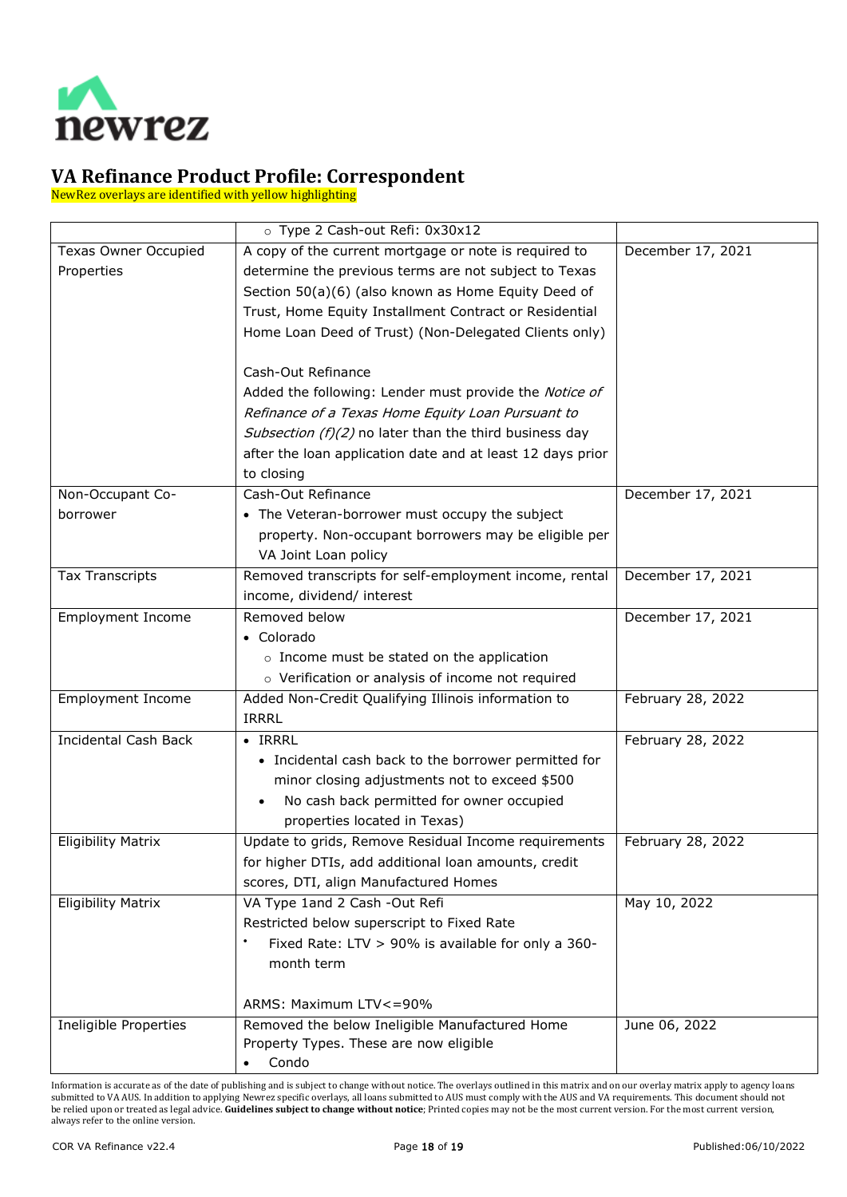# VA Refinance Product Profile: Correspondent

NewRez overlays are identified with yellow highlighting

| | | |
|---|---|---|
| | ○ Type 2 Cash-out Refi: 0x30x12 | |
| Texas Owner Occupied Properties | A copy of the current mortgage or note is required to determine the previous terms are not subject to Texas Section 50(a)(6) (also known as Home Equity Deed of Trust, Home Equity Installment Contract or Residential Home Loan Deed of Trust) (Non-Delegated Clients only)<br><br>Cash-Out Refinance<br>Added the following: Lender must provide the *Notice of Refinance of a Texas Home Equity Loan Pursuant to Subsection (f)(2)* no later than the third business day after the loan application date and at least 12 days prior to closing | December 17, 2021 |
| Non-Occupant Co-borrower | Cash-Out Refinance<br>• The Veteran-borrower must occupy the subject property. Non-occupant borrowers may be eligible per VA Joint Loan policy | December 17, 2021 |
| Tax Transcripts | Removed transcripts for self-employment income, rental income, dividend/ interest | December 17, 2021 |
| Employment Income | Removed below<br>• Colorado<br>○ Income must be stated on the application<br>○ Verification or analysis of income not required | December 17, 2021 |
| Employment Income | Added Non-Credit Qualifying Illinois information to IRRRL | February 28, 2022 |
| Incidental Cash Back | • IRRRL<br>• Incidental cash back to the borrower permitted for minor closing adjustments not to exceed $500<br>• No cash back permitted for owner occupied properties located in Texas) | February 28, 2022 |
| Eligibility Matrix | Update to grids, Remove Residual Income requirements for higher DTIs, add additional loan amounts, credit scores, DTI, align Manufactured Homes | February 28, 2022 |
| Eligibility Matrix | VA Type 1and 2 Cash -Out Refi<br>Restricted below superscript to Fixed Rate<br>• Fixed Rate: LTV > 90% is available for only a 360-month term<br><br>ARMS: Maximum LTV<=90% | May 10, 2022 |
| Ineligible Properties | Removed the below Ineligible Manufactured Home Property Types. These are now eligible<br>• Condo | June 06, 2022 |

Information is accurate as of the date of publishing and is subject to change without notice. The overlays outlined in this matrix and on our overlay matrix apply to agency loans submitted to VA AUS. In addition to applying Newrez specific overlays, all loans submitted to AUS must comply with the AUS and VA requirements. This document should not be relied upon or treated as legal advice. **Guidelines subject to change without notice**; Printed copies may not be the most current version. For the most current version, always refer to the online version.

COR VA Refinance v22.4 Published:06/10/2022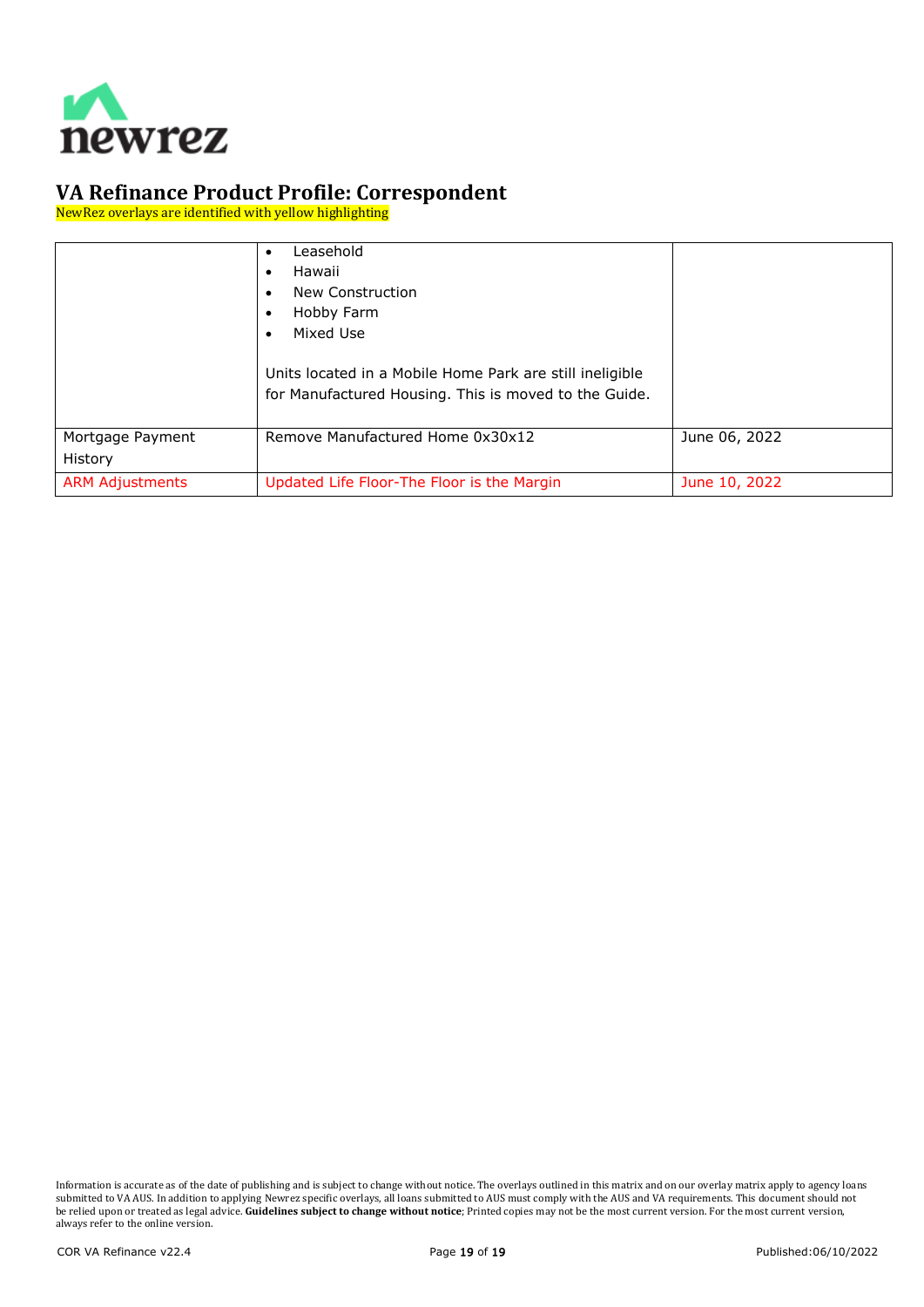# VA Refinance Product Profile: Correspondent

NewRez overlays are identified with yellow highlighting

| | | |
|---|---|---|
| | • Leasehold<br>• Hawaii<br>• New Construction<br>• Hobby Farm<br>• Mixed Use<br><br>Units located in a Mobile Home Park are still ineligible for Manufactured Housing. This is moved to the Guide. | |
| Mortgage Payment History | Remove Manufactured Home 0x30x12 | June 06, 2022 |
| ARM Adjustments | Updated Life Floor-The Floor is the Margin | June 10, 2022 |

Information is accurate as of the date of publishing and is subject to change without notice. The overlays outlined in this matrix and on our overlay matrix apply to agency loans submitted to VA AUS. In addition to applying Newrez specific overlays, all loans submitted to AUS must comply with the AUS and VA requirements. This document should not be relied upon or treated as legal advice. **Guidelines subject to change without notice**; Printed copies may not be the most current version. For the most current version, always refer to the online version.

COR VA Refinance v22.4

Published:06/10/2022